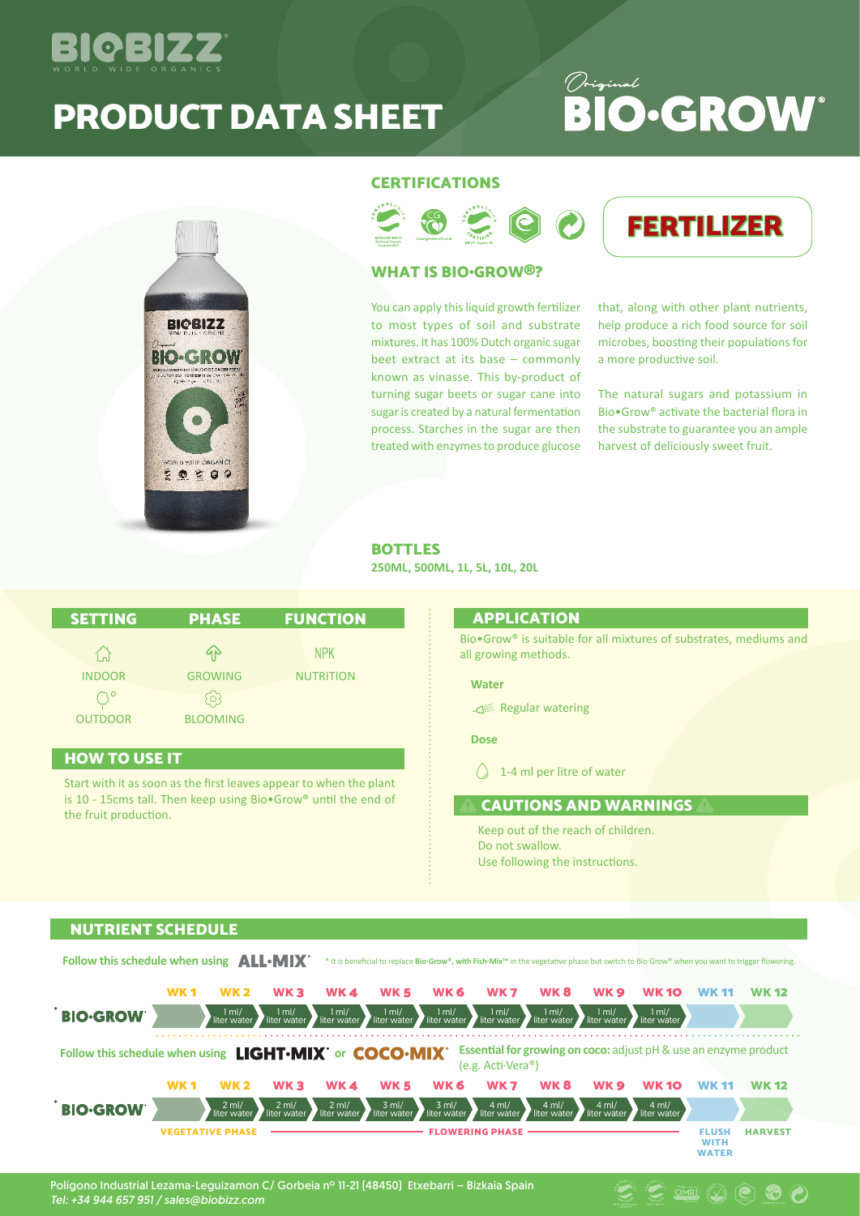# PRODUCT DATA SHEET

## Original BIO·GROW®

FERTILIZER

### CERTIFICATIONS

### WHAT IS BIO·GROW®?

You can apply this liquid growth fertilizer to most types of soil and substrate mixtures. It has 100% Dutch organic sugar beet extract at its base – commonly known as vinasse. This by-product of turning sugar beets or sugar cane into sugar is created by a natural fermentation process. Starches in the sugar are then treated with enzymes to produce glucose that, along with other plant nutrients, help produce a rich food source for soil microbes, boosting their populations for a more productive soil.

The natural sugars and potassium in Bio•Grow® activate the bacterial flora in the substrate to guarantee you an ample harvest of deliciously sweet fruit.

### BOTTLES

250ML, 500ML, 1L, 5L, 10L, 20L

| SETTING | PHASE | FUNCTION |
|---|---|---|
| INDOOR | GROWING | NPK NUTRITION |
| OUTDOOR | BLOOMING | |

### HOW TO USE IT

Start with it as soon as the first leaves appear to when the plant is 10 - 15cms tall. Then keep using Bio•Grow® until the end of the fruit production.

### APPLICATION

Bio•Grow® is suitable for all mixtures of substrates, mediums and all growing methods.

**Water**

Regular watering

**Dose**

1-4 ml per litre of water

### CAUTIONS AND WARNINGS

Keep out of the reach of children.
Do not swallow.
Use following the instructions.

## NUTRIENT SCHEDULE

Follow this schedule when using **ALL·MIX®** * It is beneficial to replace **Bio·Grow®, with Fish·Mix™** in the vegetative phase but switch to Bio·Grow® when you want to trigger flowering.

| | WK 1 | WK 2 | WK 3 | WK 4 | WK 5 | WK 6 | WK 7 | WK 8 | WK 9 | WK 10 | WK 11 | WK 12 |
|---|---|---|---|---|---|---|---|---|---|---|---|---|
| * BIO·GROW® | | 1 ml/ liter water | 1 ml/ liter water | 1 ml/ liter water | 1 ml/ liter water | 1 ml/ liter water | 1 ml/ liter water | 1 ml/ liter water | 1 ml/ liter water | 1 ml/ liter water | | |

Follow this schedule when using **LIGHT·MIX®** or **COCO·MIX®** **Essential for growing on coco:** adjust pH & use an enzyme product (e.g. Acti-Vera®)

| | WK 1 | WK 2 | WK 3 | WK 4 | WK 5 | WK 6 | WK 7 | WK 8 | WK 9 | WK 10 | WK 11 | WK 12 |
|---|---|---|---|---|---|---|---|---|---|---|---|---|
| * BIO·GROW® | | 2 ml/ liter water | 2 ml/ liter water | 2 ml/ liter water | 3 ml/ liter water | 3 ml/ liter water | 4 ml/ liter water | 4 ml/ liter water | 4 ml/ liter water | 4 ml/ liter water | | |
| | VEGETATIVE PHASE | | | | | FLOWERING PHASE | | | | | FLUSH WITH WATER | HARVEST |

Polígono Industrial Lezama-Leguizamon C/ Gorbeia nº 11-21 (48450) Etxebarri – Bizkaia Spain
*Tel: +34 944 657 951 / sales@biobizz.com*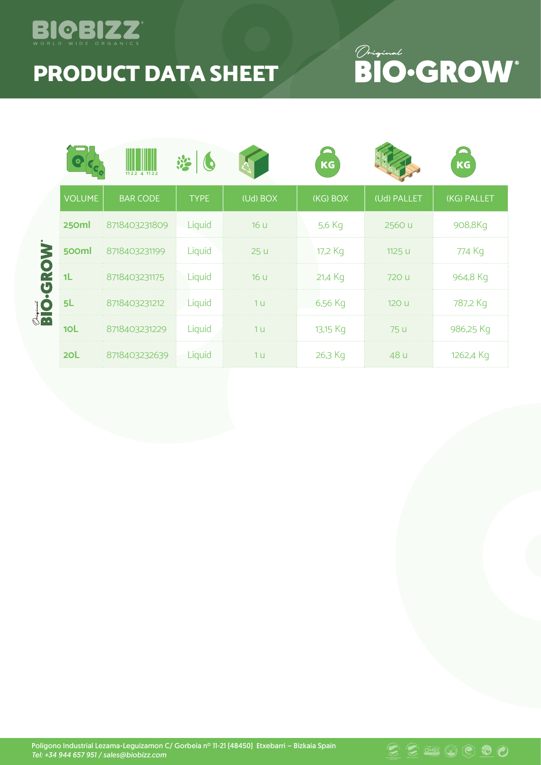# PRODUCT DATA SHEET

Original BIO·GROW®

| VOLUME | BAR CODE | TYPE | (Ud) BOX | (KG) BOX | (Ud) PALLET | (KG) PALLET |
|---|---|---|---|---|---|---|
| **250ml** | 8718403231809 | Liquid | 16 u | 5,6 Kg | 2560 u | 908,8Kg |
| **500ml** | 8718403231199 | Liquid | 25 u | 17,2 Kg | 1125 u | 774 Kg |
| **1L** | 8718403231175 | Liquid | 16 u | 21,4 Kg | 720 u | 964,8 Kg |
| **5L** | 8718403231212 | Liquid | 1 u | 6,56 Kg | 120 u | 787,2 Kg |
| **10L** | 8718403231229 | Liquid | 1 u | 13,15 Kg | 75 u | 986,25 Kg |
| **20L** | 8718403232639 | Liquid | 1 u | 26,3 Kg | 48 u | 1262,4 Kg |

Polígono Industrial Lezama-Leguizamon C/ Gorbeia nº 11-21 (48450) Etxebarri – Bizkaia Spain
*Tel: +34 944 657 951 / sales@biobizz.com*